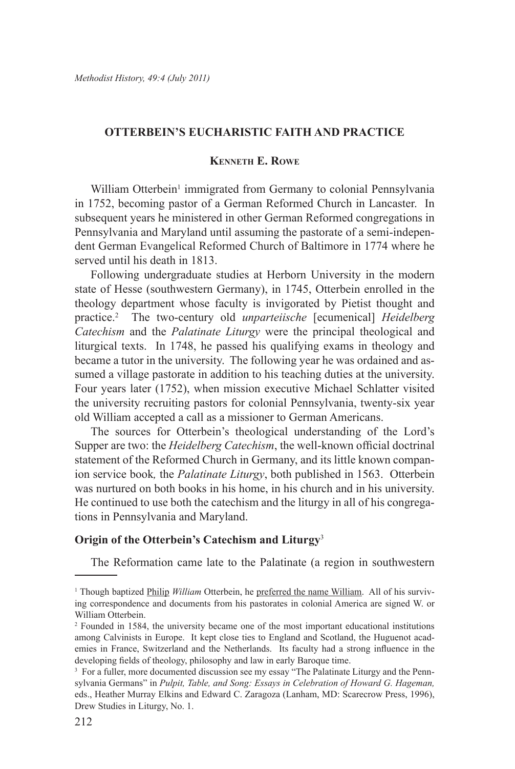## OTTERBEIN'S EUCHARISTIC FAITH AND PRACTICE

### Kenneth E. Rowe

William Otterbein[1] immigrated from Germany to colonial Pennsylvania in 1752, becoming pastor of a German Reformed Church in Lancaster. In subsequent years he ministered in other German Reformed congregations in Pennsylvania and Maryland until assuming the pastorate of a semi-independent German Evangelical Reformed Church of Baltimore in 1774 where he served until his death in 1813.

Following undergraduate studies at Herborn University in the modern state of Hesse (southwestern Germany), in 1745, Otterbein enrolled in the theology department whose faculty is invigorated by Pietist thought and practice.[2] The two-century old *unparteiische* [ecumenical] *Heidelberg Catechism* and the *Palatinate Liturgy* were the principal theological and liturgical texts. In 1748, he passed his qualifying exams in theology and became a tutor in the university. The following year he was ordained and assumed a village pastorate in addition to his teaching duties at the university. Four years later (1752), when mission executive Michael Schlatter visited the university recruiting pastors for colonial Pennsylvania, twenty-six year old William accepted a call as a missioner to German Americans.

The sources for Otterbein's theological understanding of the Lord's Supper are two: the *Heidelberg Catechism*, the well-known official doctrinal statement of the Reformed Church in Germany, and its little known companion service book, the *Palatinate Liturgy*, both published in 1563. Otterbein was nurtured on both books in his home, in his church and in his university. He continued to use both the catechism and the liturgy in all of his congregations in Pennsylvania and Maryland.

### Origin of the Otterbein's Catechism and Liturgy[3]

The Reformation came late to the Palatinate (a region in southwestern

---

[1] Though baptized Philip *William* Otterbein, he preferred the name William. All of his surviving correspondence and documents from his pastorates in colonial America are signed W. or William Otterbein.

[2] Founded in 1584, the university became one of the most important educational institutions among Calvinists in Europe. It kept close ties to England and Scotland, the Huguenot academies in France, Switzerland and the Netherlands. Its faculty had a strong influence in the developing fields of theology, philosophy and law in early Baroque time.

[3] For a fuller, more documented discussion see my essay "The Palatinate Liturgy and the Pennsylvania Germans" in *Pulpit, Table, and Song: Essays in Celebration of Howard G. Hageman,* eds., Heather Murray Elkins and Edward C. Zaragoza (Lanham, MD: Scarecrow Press, 1996), Drew Studies in Liturgy, No. 1.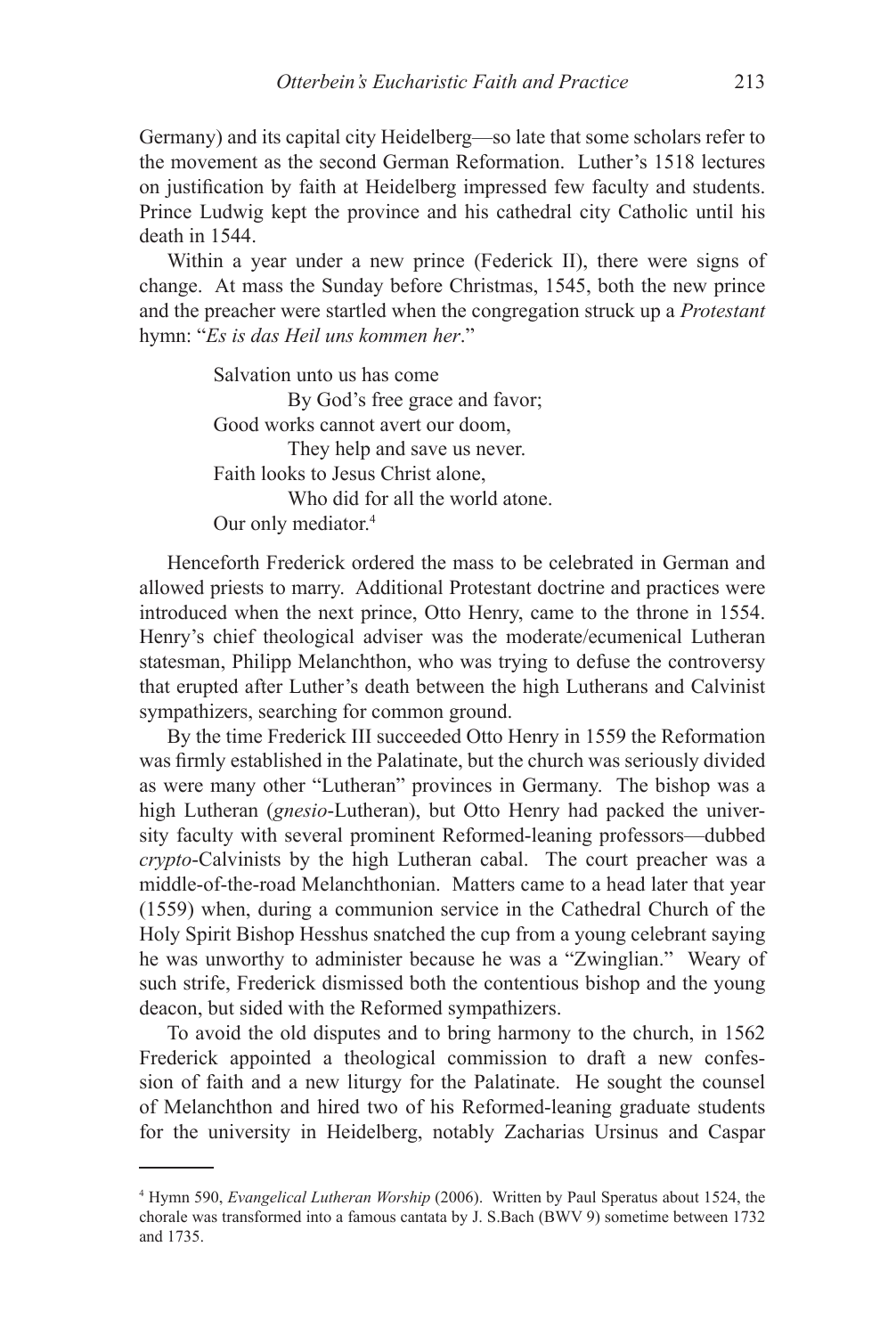Germany) and its capital city Heidelberg—so late that some scholars refer to the movement as the second German Reformation. Luther's 1518 lectures on justification by faith at Heidelberg impressed few faculty and students. Prince Ludwig kept the province and his cathedral city Catholic until his death in 1544.

Within a year under a new prince (Federick II), there were signs of change. At mass the Sunday before Christmas, 1545, both the new prince and the preacher were startled when the congregation struck up a *Protestant* hymn: "*Es is das Heil uns kommen her*."

> Salvation unto us has come
> By God's free grace and favor;
> Good works cannot avert our doom,
> They help and save us never.
> Faith looks to Jesus Christ alone,
> Who did for all the world atone.
> Our only mediator.[4]

Henceforth Frederick ordered the mass to be celebrated in German and allowed priests to marry. Additional Protestant doctrine and practices were introduced when the next prince, Otto Henry, came to the throne in 1554. Henry's chief theological adviser was the moderate/ecumenical Lutheran statesman, Philipp Melanchthon, who was trying to defuse the controversy that erupted after Luther's death between the high Lutherans and Calvinist sympathizers, searching for common ground.

By the time Frederick III succeeded Otto Henry in 1559 the Reformation was firmly established in the Palatinate, but the church was seriously divided as were many other "Lutheran" provinces in Germany. The bishop was a high Lutheran (*gnesio*-Lutheran), but Otto Henry had packed the university faculty with several prominent Reformed-leaning professors—dubbed *crypto*-Calvinists by the high Lutheran cabal. The court preacher was a middle-of-the-road Melanchthonian. Matters came to a head later that year (1559) when, during a communion service in the Cathedral Church of the Holy Spirit Bishop Hesshus snatched the cup from a young celebrant saying he was unworthy to administer because he was a "Zwinglian." Weary of such strife, Frederick dismissed both the contentious bishop and the young deacon, but sided with the Reformed sympathizers.

To avoid the old disputes and to bring harmony to the church, in 1562 Frederick appointed a theological commission to draft a new confession of faith and a new liturgy for the Palatinate. He sought the counsel of Melanchthon and hired two of his Reformed-leaning graduate students for the university in Heidelberg, notably Zacharias Ursinus and Caspar

---

[4] Hymn 590, *Evangelical Lutheran Worship* (2006). Written by Paul Speratus about 1524, the chorale was transformed into a famous cantata by J. S.Bach (BWV 9) sometime between 1732 and 1735.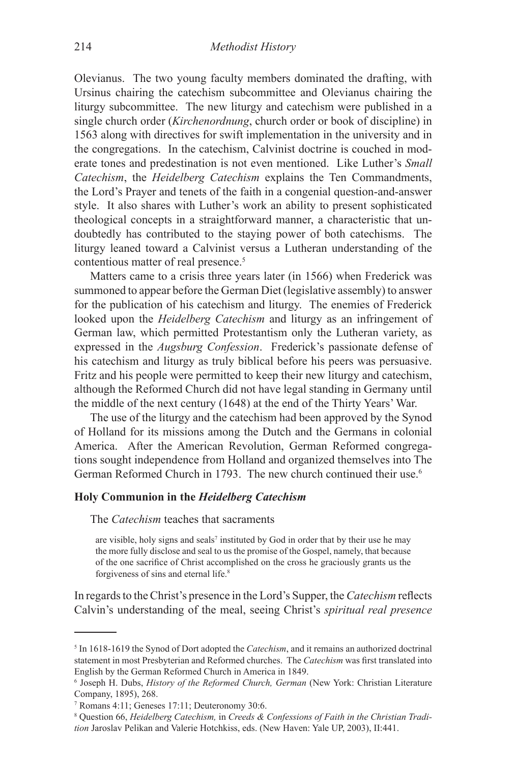Olevianus. The two young faculty members dominated the drafting, with Ursinus chairing the catechism subcommittee and Olevianus chairing the liturgy subcommittee. The new liturgy and catechism were published in a single church order (*Kirchenordnung*, church order or book of discipline) in 1563 along with directives for swift implementation in the university and in the congregations. In the catechism, Calvinist doctrine is couched in moderate tones and predestination is not even mentioned. Like Luther's *Small Catechism*, the *Heidelberg Catechism* explains the Ten Commandments, the Lord's Prayer and tenets of the faith in a congenial question-and-answer style. It also shares with Luther's work an ability to present sophisticated theological concepts in a straightforward manner, a characteristic that undoubtedly has contributed to the staying power of both catechisms. The liturgy leaned toward a Calvinist versus a Lutheran understanding of the contentious matter of real presence.[5]

Matters came to a crisis three years later (in 1566) when Frederick was summoned to appear before the German Diet (legislative assembly) to answer for the publication of his catechism and liturgy. The enemies of Frederick looked upon the *Heidelberg Catechism* and liturgy as an infringement of German law, which permitted Protestantism only the Lutheran variety, as expressed in the *Augsburg Confession*. Frederick's passionate defense of his catechism and liturgy as truly biblical before his peers was persuasive. Fritz and his people were permitted to keep their new liturgy and catechism, although the Reformed Church did not have legal standing in Germany until the middle of the next century (1648) at the end of the Thirty Years' War.

The use of the liturgy and the catechism had been approved by the Synod of Holland for its missions among the Dutch and the Germans in colonial America. After the American Revolution, German Reformed congregations sought independence from Holland and organized themselves into The German Reformed Church in 1793. The new church continued their use.[6]

## Holy Communion in the *Heidelberg Catechism*

The *Catechism* teaches that sacraments

> are visible, holy signs and seals[7] instituted by God in order that by their use he may the more fully disclose and seal to us the promise of the Gospel, namely, that because of the one sacrifice of Christ accomplished on the cross he graciously grants us the forgiveness of sins and eternal life.[8]

In regards to the Christ's presence in the Lord's Supper, the *Catechism* reflects Calvin's understanding of the meal, seeing Christ's *spiritual real presence*

---

[5] In 1618-1619 the Synod of Dort adopted the *Catechism*, and it remains an authorized doctrinal statement in most Presbyterian and Reformed churches. The *Catechism* was first translated into English by the German Reformed Church in America in 1849.

[6] Joseph H. Dubs, *History of the Reformed Church, German* (New York: Christian Literature Company, 1895), 268.

[7] Romans 4:11; Geneses 17:11; Deuteronomy 30:6.

[8] Question 66, *Heidelberg Catechism,* in *Creeds & Confessions of Faith in the Christian Tradition* Jaroslav Pelikan and Valerie Hotchkiss, eds. (New Haven: Yale UP, 2003), II:441.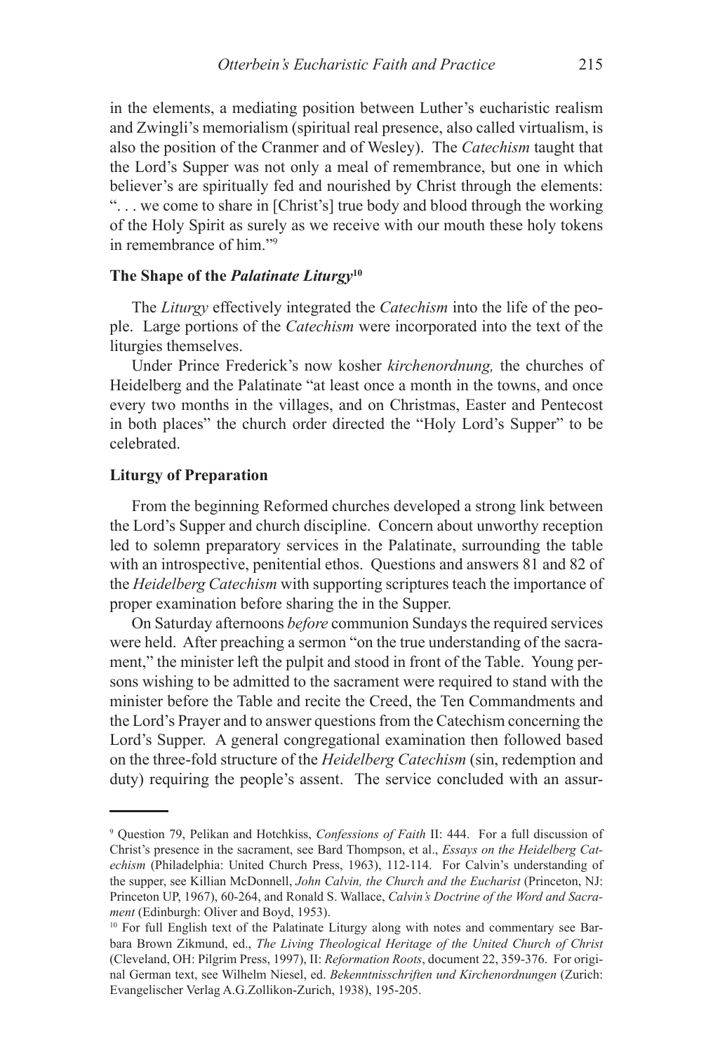in the elements, a mediating position between Luther's eucharistic realism and Zwingli's memorialism (spiritual real presence, also called virtualism, is also the position of the Cranmer and of Wesley). The *Catechism* taught that the Lord's Supper was not only a meal of remembrance, but one in which believer's are spiritually fed and nourished by Christ through the elements: ". . . we come to share in [Christ's] true body and blood through the working of the Holy Spirit as surely as we receive with our mouth these holy tokens in remembrance of him."[9]

### The Shape of the *Palatinate Liturgy*[10]

The *Liturgy* effectively integrated the *Catechism* into the life of the people. Large portions of the *Catechism* were incorporated into the text of the liturgies themselves.

Under Prince Frederick's now kosher *kirchenordnung,* the churches of Heidelberg and the Palatinate "at least once a month in the towns, and once every two months in the villages, and on Christmas, Easter and Pentecost in both places" the church order directed the "Holy Lord's Supper" to be celebrated.

### Liturgy of Preparation

From the beginning Reformed churches developed a strong link between the Lord's Supper and church discipline. Concern about unworthy reception led to solemn preparatory services in the Palatinate, surrounding the table with an introspective, penitential ethos. Questions and answers 81 and 82 of the *Heidelberg Catechism* with supporting scriptures teach the importance of proper examination before sharing the in the Supper.

On Saturday afternoons *before* communion Sundays the required services were held. After preaching a sermon "on the true understanding of the sacrament," the minister left the pulpit and stood in front of the Table. Young persons wishing to be admitted to the sacrament were required to stand with the minister before the Table and recite the Creed, the Ten Commandments and the Lord's Prayer and to answer questions from the Catechism concerning the Lord's Supper. A general congregational examination then followed based on the three-fold structure of the *Heidelberg Catechism* (sin, redemption and duty) requiring the people's assent. The service concluded with an assur-

---

[9] Question 79, Pelikan and Hotchkiss, *Confessions of Faith* II: 444. For a full discussion of Christ's presence in the sacrament, see Bard Thompson, et al., *Essays on the Heidelberg Catechism* (Philadelphia: United Church Press, 1963), 112-114. For Calvin's understanding of the supper, see Killian McDonnell, *John Calvin, the Church and the Eucharist* (Princeton, NJ: Princeton UP, 1967), 60-264, and Ronald S. Wallace, *Calvin's Doctrine of the Word and Sacrament* (Edinburgh: Oliver and Boyd, 1953).

[10] For full English text of the Palatinate Liturgy along with notes and commentary see Barbara Brown Zikmund, ed., *The Living Theological Heritage of the United Church of Christ* (Cleveland, OH: Pilgrim Press, 1997), II: *Reformation Roots*, document 22, 359-376. For original German text, see Wilhelm Niesel, ed. *Bekenntnisschriften und Kirchenordnungen* (Zurich: Evangelischer Verlag A.G.Zollikon-Zurich, 1938), 195-205.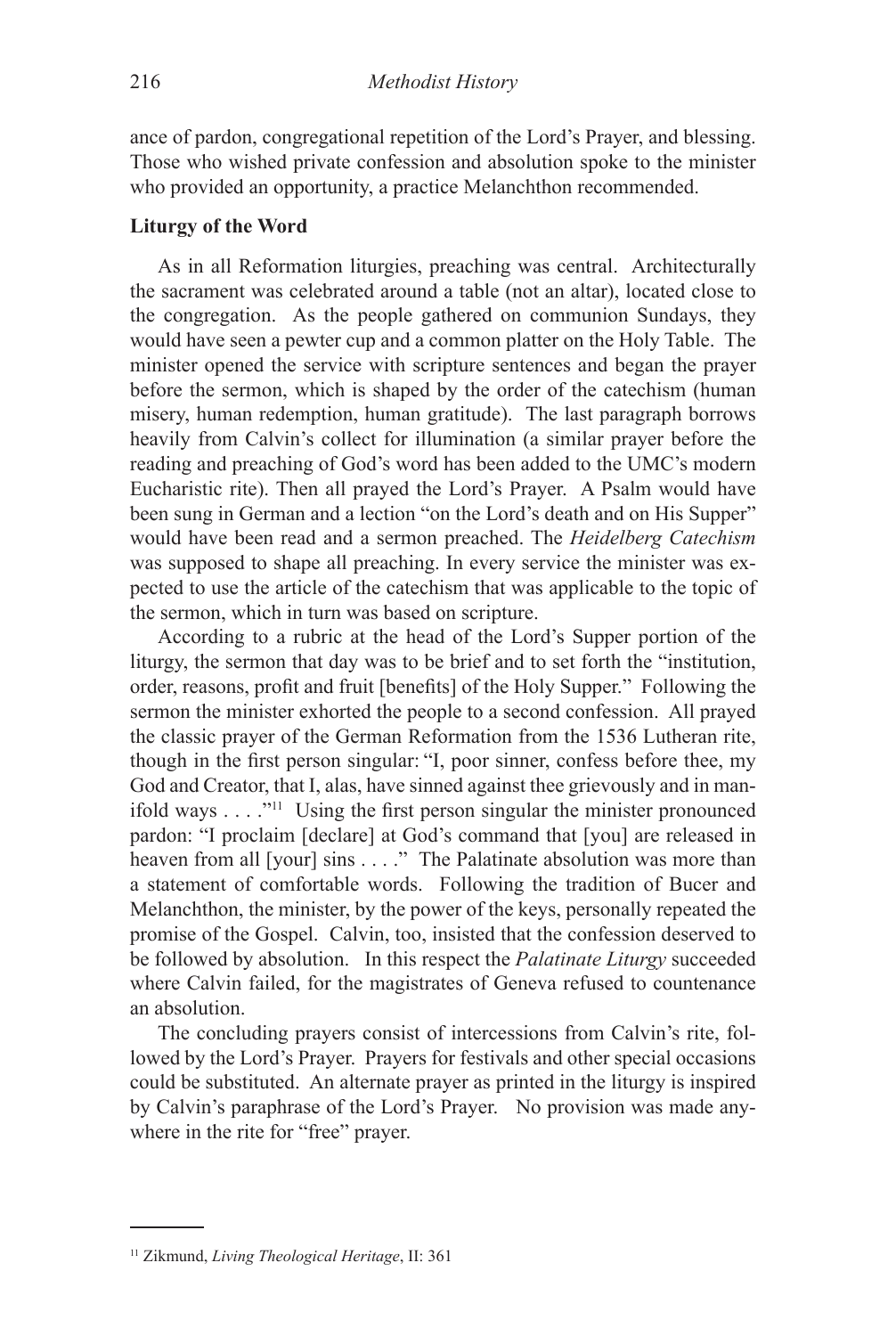ance of pardon, congregational repetition of the Lord's Prayer, and blessing. Those who wished private confession and absolution spoke to the minister who provided an opportunity, a practice Melanchthon recommended.

**Liturgy of the Word**

As in all Reformation liturgies, preaching was central. Architecturally the sacrament was celebrated around a table (not an altar), located close to the congregation. As the people gathered on communion Sundays, they would have seen a pewter cup and a common platter on the Holy Table. The minister opened the service with scripture sentences and began the prayer before the sermon, which is shaped by the order of the catechism (human misery, human redemption, human gratitude). The last paragraph borrows heavily from Calvin's collect for illumination (a similar prayer before the reading and preaching of God's word has been added to the UMC's modern Eucharistic rite). Then all prayed the Lord's Prayer. A Psalm would have been sung in German and a lection "on the Lord's death and on His Supper" would have been read and a sermon preached. The *Heidelberg Catechism* was supposed to shape all preaching. In every service the minister was expected to use the article of the catechism that was applicable to the topic of the sermon, which in turn was based on scripture.

According to a rubric at the head of the Lord's Supper portion of the liturgy, the sermon that day was to be brief and to set forth the "institution, order, reasons, profit and fruit [benefits] of the Holy Supper." Following the sermon the minister exhorted the people to a second confession. All prayed the classic prayer of the German Reformation from the 1536 Lutheran rite, though in the first person singular: "I, poor sinner, confess before thee, my God and Creator, that I, alas, have sinned against thee grievously and in manifold ways . . . ."[11] Using the first person singular the minister pronounced pardon: "I proclaim [declare] at God's command that [you] are released in heaven from all [your] sins . . . ." The Palatinate absolution was more than a statement of comfortable words. Following the tradition of Bucer and Melanchthon, the minister, by the power of the keys, personally repeated the promise of the Gospel. Calvin, too, insisted that the confession deserved to be followed by absolution. In this respect the *Palatinate Liturgy* succeeded where Calvin failed, for the magistrates of Geneva refused to countenance an absolution.

The concluding prayers consist of intercessions from Calvin's rite, followed by the Lord's Prayer. Prayers for festivals and other special occasions could be substituted. An alternate prayer as printed in the liturgy is inspired by Calvin's paraphrase of the Lord's Prayer. No provision was made anywhere in the rite for "free" prayer.

---

[11] Zikmund, *Living Theological Heritage*, II: 361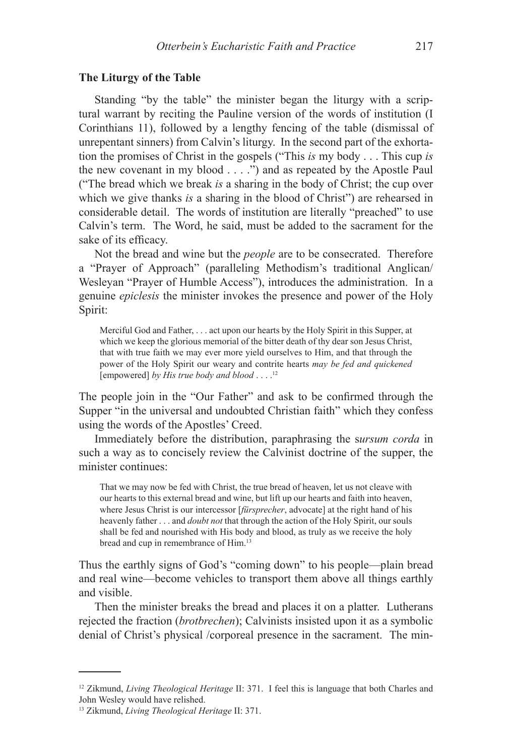**The Liturgy of the Table**

Standing "by the table" the minister began the liturgy with a scriptural warrant by reciting the Pauline version of the words of institution (I Corinthians 11), followed by a lengthy fencing of the table (dismissal of unrepentant sinners) from Calvin's liturgy. In the second part of the exhortation the promises of Christ in the gospels ("This *is* my body . . . This cup *is* the new covenant in my blood . . . .") and as repeated by the Apostle Paul ("The bread which we break *is* a sharing in the body of Christ; the cup over which we give thanks *is* a sharing in the blood of Christ") are rehearsed in considerable detail. The words of institution are literally "preached" to use Calvin's term. The Word, he said, must be added to the sacrament for the sake of its efficacy.

Not the bread and wine but the *people* are to be consecrated. Therefore a "Prayer of Approach" (paralleling Methodism's traditional Anglican/Wesleyan "Prayer of Humble Access"), introduces the administration. In a genuine *epiclesis* the minister invokes the presence and power of the Holy Spirit:

> Merciful God and Father, . . . act upon our hearts by the Holy Spirit in this Supper, at which we keep the glorious memorial of the bitter death of thy dear son Jesus Christ, that with true faith we may ever more yield ourselves to Him, and that through the power of the Holy Spirit our weary and contrite hearts *may be fed and quickened* [empowered] *by His true body and blood* . . . .[12]

The people join in the "Our Father" and ask to be confirmed through the Supper "in the universal and undoubted Christian faith" which they confess using the words of the Apostles' Creed.

Immediately before the distribution, paraphrasing the s*ursum corda* in such a way as to concisely review the Calvinist doctrine of the supper, the minister continues:

> That we may now be fed with Christ, the true bread of heaven, let us not cleave with our hearts to this external bread and wine, but lift up our hearts and faith into heaven, where Jesus Christ is our intercessor [*fürsprecher*, advocate] at the right hand of his heavenly father . . . and *doubt not* that through the action of the Holy Spirit, our souls shall be fed and nourished with His body and blood, as truly as we receive the holy bread and cup in remembrance of Him.[13]

Thus the earthly signs of God's "coming down" to his people—plain bread and real wine—become vehicles to transport them above all things earthly and visible.

Then the minister breaks the bread and places it on a platter. Lutherans rejected the fraction (*brotbrechen*); Calvinists insisted upon it as a symbolic denial of Christ's physical /corporeal presence in the sacrament. The min-

---

[12] Zikmund, *Living Theological Heritage* II: 371. I feel this is language that both Charles and John Wesley would have relished.

[13] Zikmund, *Living Theological Heritage* II: 371.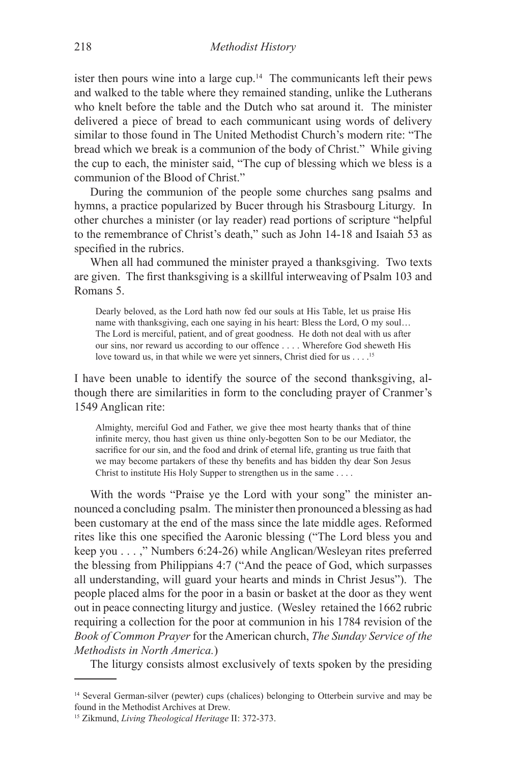ister then pours wine into a large cup.[14] The communicants left their pews and walked to the table where they remained standing, unlike the Lutherans who knelt before the table and the Dutch who sat around it. The minister delivered a piece of bread to each communicant using words of delivery similar to those found in The United Methodist Church's modern rite: "The bread which we break is a communion of the body of Christ." While giving the cup to each, the minister said, "The cup of blessing which we bless is a communion of the Blood of Christ."

During the communion of the people some churches sang psalms and hymns, a practice popularized by Bucer through his Strasbourg Liturgy. In other churches a minister (or lay reader) read portions of scripture "helpful to the remembrance of Christ's death," such as John 14-18 and Isaiah 53 as specified in the rubrics.

When all had communed the minister prayed a thanksgiving. Two texts are given. The first thanksgiving is a skillful interweaving of Psalm 103 and Romans 5.

> Dearly beloved, as the Lord hath now fed our souls at His Table, let us praise His name with thanksgiving, each one saying in his heart: Bless the Lord, O my soul… The Lord is merciful, patient, and of great goodness. He doth not deal with us after our sins, nor reward us according to our offence . . . . Wherefore God sheweth His love toward us, in that while we were yet sinners, Christ died for us . . . .[15]

I have been unable to identify the source of the second thanksgiving, although there are similarities in form to the concluding prayer of Cranmer's 1549 Anglican rite:

> Almighty, merciful God and Father, we give thee most hearty thanks that of thine infinite mercy, thou hast given us thine only-begotten Son to be our Mediator, the sacrifice for our sin, and the food and drink of eternal life, granting us true faith that we may become partakers of these thy benefits and has bidden thy dear Son Jesus Christ to institute His Holy Supper to strengthen us in the same . . . .

With the words "Praise ye the Lord with your song" the minister announced a concluding psalm. The minister then pronounced a blessing as had been customary at the end of the mass since the late middle ages. Reformed rites like this one specified the Aaronic blessing ("The Lord bless you and keep you . . . ," Numbers 6:24-26) while Anglican/Wesleyan rites preferred the blessing from Philippians 4:7 ("And the peace of God, which surpasses all understanding, will guard your hearts and minds in Christ Jesus"). The people placed alms for the poor in a basin or basket at the door as they went out in peace connecting liturgy and justice. (Wesley retained the 1662 rubric requiring a collection for the poor at communion in his 1784 revision of the *Book of Common Prayer* for the American church, *The Sunday Service of the Methodists in North America.*)

The liturgy consists almost exclusively of texts spoken by the presiding

---

[14] Several German-silver (pewter) cups (chalices) belonging to Otterbein survive and may be found in the Methodist Archives at Drew.

[15] Zikmund, *Living Theological Heritage* II: 372-373.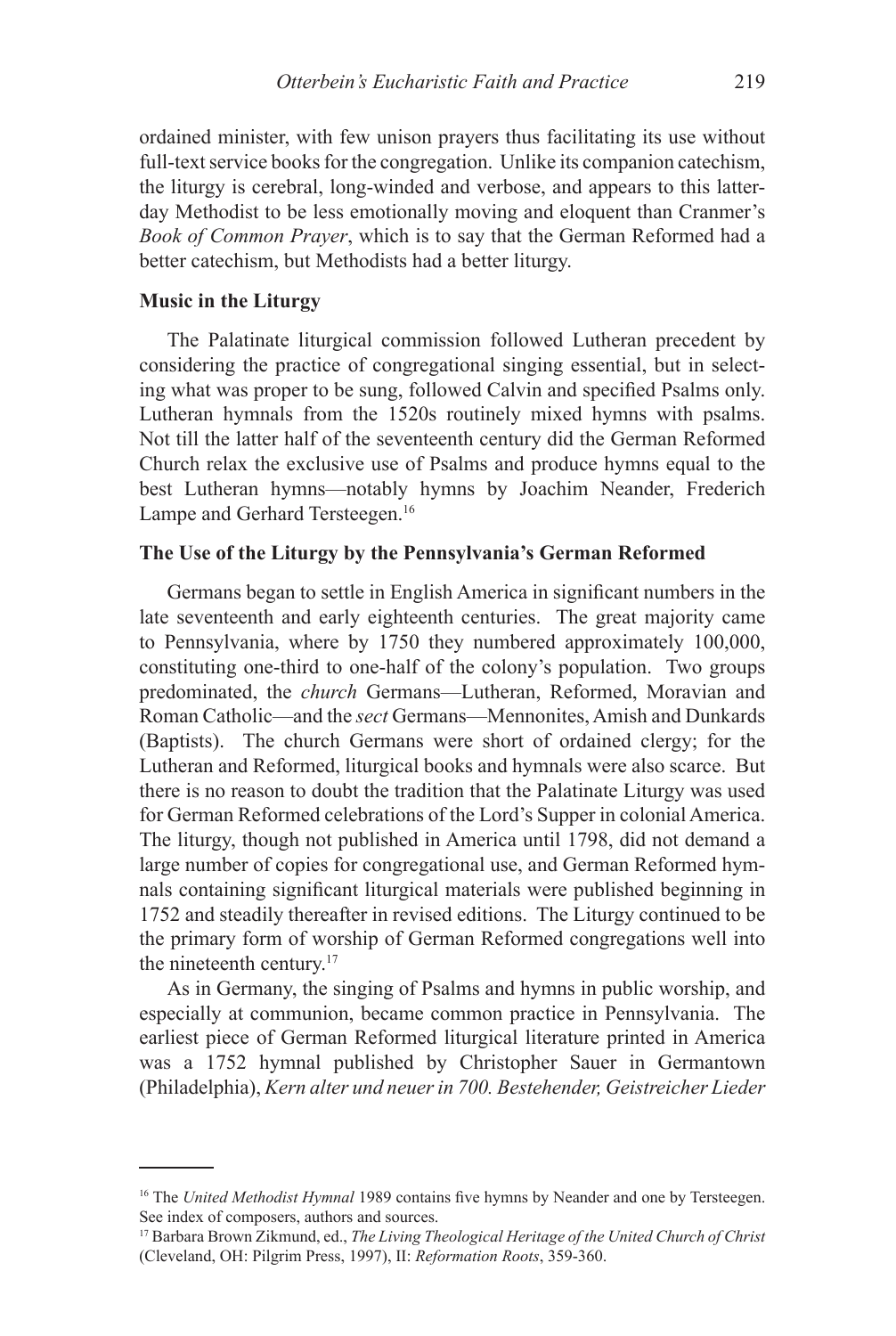ordained minister, with few unison prayers thus facilitating its use without full-text service books for the congregation. Unlike its companion catechism, the liturgy is cerebral, long-winded and verbose, and appears to this latter-day Methodist to be less emotionally moving and eloquent than Cranmer's *Book of Common Prayer*, which is to say that the German Reformed had a better catechism, but Methodists had a better liturgy.

**Music in the Liturgy**

The Palatinate liturgical commission followed Lutheran precedent by considering the practice of congregational singing essential, but in selecting what was proper to be sung, followed Calvin and specified Psalms only. Lutheran hymnals from the 1520s routinely mixed hymns with psalms. Not till the latter half of the seventeenth century did the German Reformed Church relax the exclusive use of Psalms and produce hymns equal to the best Lutheran hymns—notably hymns by Joachim Neander, Frederich Lampe and Gerhard Tersteegen.[16]

**The Use of the Liturgy by the Pennsylvania's German Reformed**

Germans began to settle in English America in significant numbers in the late seventeenth and early eighteenth centuries. The great majority came to Pennsylvania, where by 1750 they numbered approximately 100,000, constituting one-third to one-half of the colony's population. Two groups predominated, the *church* Germans—Lutheran, Reformed, Moravian and Roman Catholic—and the *sect* Germans—Mennonites, Amish and Dunkards (Baptists). The church Germans were short of ordained clergy; for the Lutheran and Reformed, liturgical books and hymnals were also scarce. But there is no reason to doubt the tradition that the Palatinate Liturgy was used for German Reformed celebrations of the Lord's Supper in colonial America. The liturgy, though not published in America until 1798, did not demand a large number of copies for congregational use, and German Reformed hymnals containing significant liturgical materials were published beginning in 1752 and steadily thereafter in revised editions. The Liturgy continued to be the primary form of worship of German Reformed congregations well into the nineteenth century.[17]

As in Germany, the singing of Psalms and hymns in public worship, and especially at communion, became common practice in Pennsylvania. The earliest piece of German Reformed liturgical literature printed in America was a 1752 hymnal published by Christopher Sauer in Germantown (Philadelphia), *Kern alter und neuer in 700. Bestehender, Geistreicher Lieder*

---

[16] The *United Methodist Hymnal* 1989 contains five hymns by Neander and one by Tersteegen. See index of composers, authors and sources.

[17] Barbara Brown Zikmund, ed., *The Living Theological Heritage of the United Church of Christ* (Cleveland, OH: Pilgrim Press, 1997), II: *Reformation Roots*, 359-360.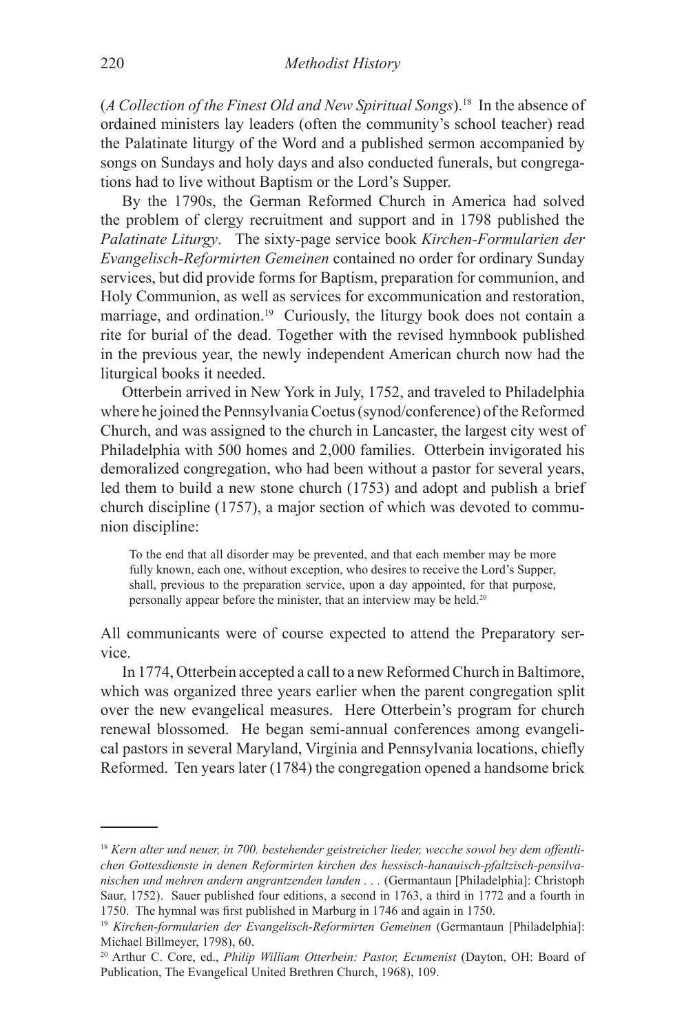(*A Collection of the Finest Old and New Spiritual Songs*).[18] In the absence of ordained ministers lay leaders (often the community's school teacher) read the Palatinate liturgy of the Word and a published sermon accompanied by songs on Sundays and holy days and also conducted funerals, but congregations had to live without Baptism or the Lord's Supper.

By the 1790s, the German Reformed Church in America had solved the problem of clergy recruitment and support and in 1798 published the *Palatinate Liturgy*. The sixty-page service book *Kirchen-Formularien der Evangelisch-Reformirten Gemeinen* contained no order for ordinary Sunday services, but did provide forms for Baptism, preparation for communion, and Holy Communion, as well as services for excommunication and restoration, marriage, and ordination.[19] Curiously, the liturgy book does not contain a rite for burial of the dead. Together with the revised hymnbook published in the previous year, the newly independent American church now had the liturgical books it needed.

Otterbein arrived in New York in July, 1752, and traveled to Philadelphia where he joined the Pennsylvania Coetus (synod/conference) of the Reformed Church, and was assigned to the church in Lancaster, the largest city west of Philadelphia with 500 homes and 2,000 families. Otterbein invigorated his demoralized congregation, who had been without a pastor for several years, led them to build a new stone church (1753) and adopt and publish a brief church discipline (1757), a major section of which was devoted to communion discipline:

> To the end that all disorder may be prevented, and that each member may be more fully known, each one, without exception, who desires to receive the Lord's Supper, shall, previous to the preparation service, upon a day appointed, for that purpose, personally appear before the minister, that an interview may be held.[20]

All communicants were of course expected to attend the Preparatory service.

In 1774, Otterbein accepted a call to a new Reformed Church in Baltimore, which was organized three years earlier when the parent congregation split over the new evangelical measures. Here Otterbein's program for church renewal blossomed. He began semi-annual conferences among evangelical pastors in several Maryland, Virginia and Pennsylvania locations, chiefly Reformed. Ten years later (1784) the congregation opened a handsome brick

---

[18] *Kern alter und neuer, in 700. bestehender geistreicher lieder, wecche sowol bey dem offentlichen Gottesdienste in denen Reformirten kirchen des hessisch-hanauisch-pfaltzisch-pensilvanischen und mehren andern angrantzenden landen . . .* (Germantaun [Philadelphia]: Christoph Saur, 1752). Sauer published four editions, a second in 1763, a third in 1772 and a fourth in 1750. The hymnal was first published in Marburg in 1746 and again in 1750.

[19] *Kirchen-formularien der Evangelisch-Reformirten Gemeinen* (Germantaun [Philadelphia]: Michael Billmeyer, 1798), 60.

[20] Arthur C. Core, ed., *Philip William Otterbein: Pastor, Ecumenist* (Dayton, OH: Board of Publication, The Evangelical United Brethren Church, 1968), 109.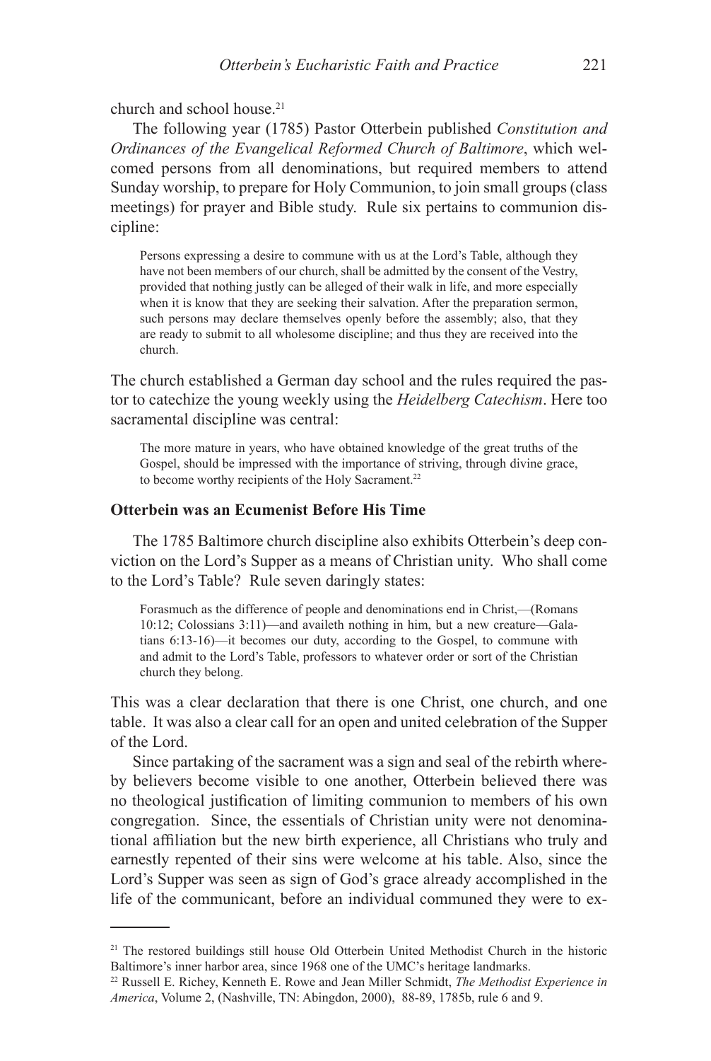church and school house.[21]

The following year (1785) Pastor Otterbein published *Constitution and Ordinances of the Evangelical Reformed Church of Baltimore*, which welcomed persons from all denominations, but required members to attend Sunday worship, to prepare for Holy Communion, to join small groups (class meetings) for prayer and Bible study. Rule six pertains to communion discipline:

> Persons expressing a desire to commune with us at the Lord's Table, although they have not been members of our church, shall be admitted by the consent of the Vestry, provided that nothing justly can be alleged of their walk in life, and more especially when it is know that they are seeking their salvation. After the preparation sermon, such persons may declare themselves openly before the assembly; also, that they are ready to submit to all wholesome discipline; and thus they are received into the church.

The church established a German day school and the rules required the pastor to catechize the young weekly using the *Heidelberg Catechism*. Here too sacramental discipline was central:

> The more mature in years, who have obtained knowledge of the great truths of the Gospel, should be impressed with the importance of striving, through divine grace, to become worthy recipients of the Holy Sacrament.[22]

### Otterbein was an Ecumenist Before His Time

The 1785 Baltimore church discipline also exhibits Otterbein's deep conviction on the Lord's Supper as a means of Christian unity. Who shall come to the Lord's Table? Rule seven daringly states:

> Forasmuch as the difference of people and denominations end in Christ,—(Romans 10:12; Colossians 3:11)—and availeth nothing in him, but a new creature—Galatians 6:13-16)—it becomes our duty, according to the Gospel, to commune with and admit to the Lord's Table, professors to whatever order or sort of the Christian church they belong.

This was a clear declaration that there is one Christ, one church, and one table. It was also a clear call for an open and united celebration of the Supper of the Lord.

Since partaking of the sacrament was a sign and seal of the rebirth whereby believers become visible to one another, Otterbein believed there was no theological justification of limiting communion to members of his own congregation. Since, the essentials of Christian unity were not denominational affiliation but the new birth experience, all Christians who truly and earnestly repented of their sins were welcome at his table. Also, since the Lord's Supper was seen as sign of God's grace already accomplished in the life of the communicant, before an individual communed they were to ex-

---

[21] The restored buildings still house Old Otterbein United Methodist Church in the historic Baltimore's inner harbor area, since 1968 one of the UMC's heritage landmarks.

[22] Russell E. Richey, Kenneth E. Rowe and Jean Miller Schmidt, *The Methodist Experience in America*, Volume 2, (Nashville, TN: Abingdon, 2000), 88-89, 1785b, rule 6 and 9.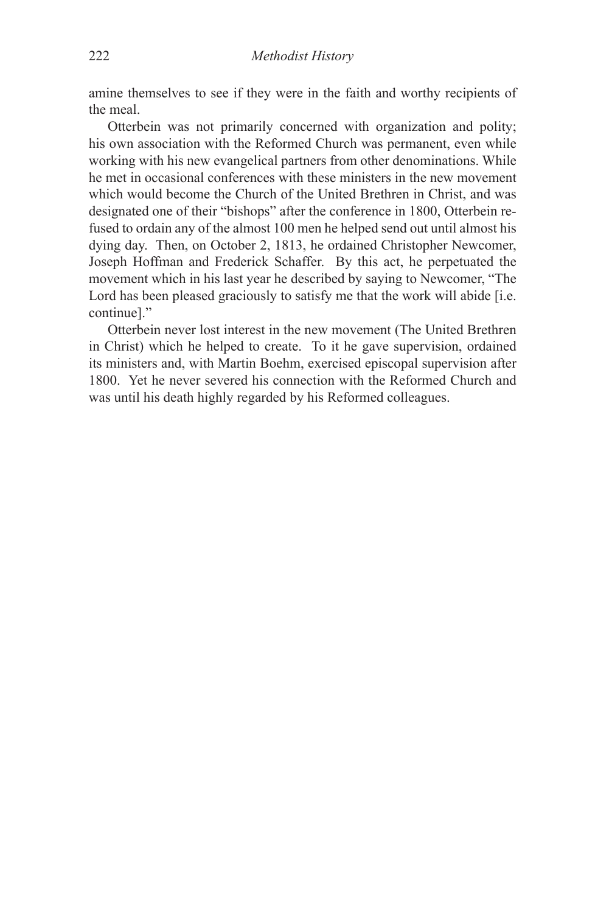amine themselves to see if they were in the faith and worthy recipients of the meal.

Otterbein was not primarily concerned with organization and polity; his own association with the Reformed Church was permanent, even while working with his new evangelical partners from other denominations. While he met in occasional conferences with these ministers in the new movement which would become the Church of the United Brethren in Christ, and was designated one of their "bishops" after the conference in 1800, Otterbein refused to ordain any of the almost 100 men he helped send out until almost his dying day. Then, on October 2, 1813, he ordained Christopher Newcomer, Joseph Hoffman and Frederick Schaffer. By this act, he perpetuated the movement which in his last year he described by saying to Newcomer, "The Lord has been pleased graciously to satisfy me that the work will abide [i.e. continue]."

Otterbein never lost interest in the new movement (The United Brethren in Christ) which he helped to create. To it he gave supervision, ordained its ministers and, with Martin Boehm, exercised episcopal supervision after 1800. Yet he never severed his connection with the Reformed Church and was until his death highly regarded by his Reformed colleagues.